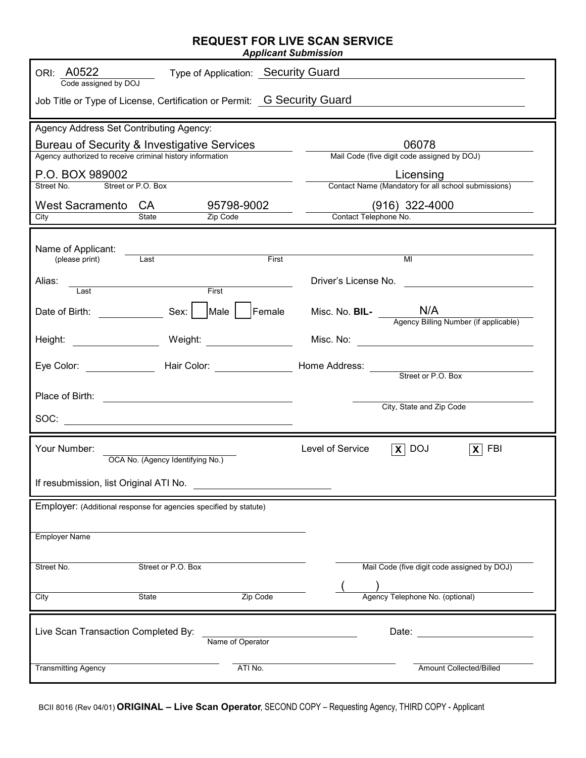# REQUEST FOR LIVE SCAN SERVICE

***Applicant Submission***

ORI: A0522 (Code assigned by DOJ)  Type of Application: Security Guard

Job Title or Type of License, Certification or Permit: G Security Guard

---

Agency Address Set Contributing Agency:

| | |
|---|---|
| Bureau of Security & Investigative Services | 06078 |
| Agency authorized to receive criminal history information | Mail Code (five digit code assigned by DOJ) |
| P.O. BOX 989002 | Licensing |
| Street No. Street or P.O. Box | Contact Name (Mandatory for all school submissions) |
| West Sacramento CA 95798-9002 | (916) 322-4000 |
| City State Zip Code | Contact Telephone No. |

---

Name of Applicant: (please print) ______ Last ______ First ______ MI

Alias: ______ Last ______ First  Driver's License No. ______

Date of Birth: ______ Sex: ☐ Male ☐ Female  Misc. No. **BIL-** N/A (Agency Billing Number (if applicable))

Height: ______ Weight: ______  Misc. No: ______

Eye Color: ______ Hair Color: ______  Home Address: ______ Street or P.O. Box

Place of Birth: ______  ______ City, State and Zip Code

SOC: ______

---

Your Number: ______ OCA No. (Agency Identifying No.)  Level of Service ☒ DOJ ☒ FBI

If resubmission, list Original ATI No. ______

---

Employer: (Additional response for agencies specified by statute)

______ Employer Name

______ Street No. Street or P.O. Box  ______ Mail Code (five digit code assigned by DOJ)

______ City State Zip Code  ( ) ______ Agency Telephone No. (optional)

---

Live Scan Transaction Completed By: ______ Name of Operator  Date: ______

______ Transmitting Agency  ______ ATI No.  ______ Amount Collected/Billed

BCII 8016 (Rev 04/01) **ORIGINAL – Live Scan Operator**, SECOND COPY – Requesting Agency, THIRD COPY - Applicant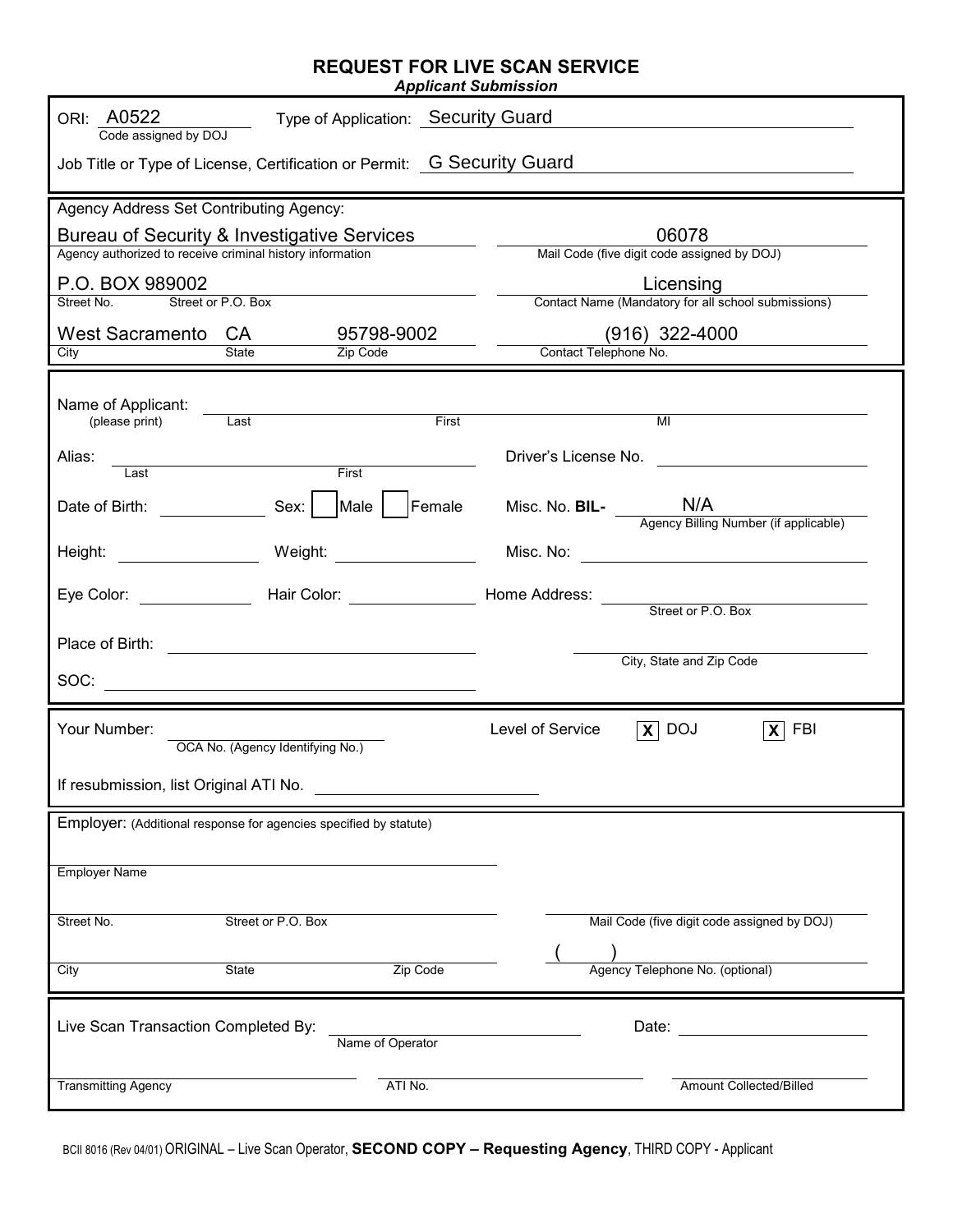# REQUEST FOR LIVE SCAN SERVICE

*Applicant Submission*

ORI: A0522 (Code assigned by DOJ)

Type of Application: Security Guard

Job Title or Type of License, Certification or Permit: G Security Guard

---

Agency Address Set Contributing Agency:

| | |
|---|---|
| Bureau of Security & Investigative Services | 06078 |
| Agency authorized to receive criminal history information | Mail Code (five digit code assigned by DOJ) |
| P.O. BOX 989002 | Licensing |
| Street No. Street or P.O. Box | Contact Name (Mandatory for all school submissions) |
| West Sacramento CA 95798-9002 | (916) 322-4000 |
| City State Zip Code | Contact Telephone No. |

---

Name of Applicant: (please print) ______ Last ______ First ______ MI

Alias: ______ Last ______ First

Driver's License No. ______

Date of Birth: ______ Sex: ☐ Male ☐ Female

Misc. No. **BIL-** N/A (Agency Billing Number (if applicable))

Height: ______ Weight: ______

Misc. No: ______

Eye Color: ______ Hair Color: ______

Home Address: ______ Street or P.O. Box

______ City, State and Zip Code

Place of Birth: ______

SOC: ______

---

Your Number: ______ OCA No. (Agency Identifying No.)

Level of Service ☒ DOJ ☒ FBI

If resubmission, list Original ATI No. ______

---

Employer: (Additional response for agencies specified by statute)

______ Employer Name

______ Street No. Street or P.O. Box

______ Mail Code (five digit code assigned by DOJ)

______ City State Zip Code

( ) ______ Agency Telephone No. (optional)

---

Live Scan Transaction Completed By: ______ Name of Operator

Date: ______

______ Transmitting Agency

______ ATI No.

______ Amount Collected/Billed

BCII 8016 (Rev 04/01) ORIGINAL – Live Scan Operator, **SECOND COPY – Requesting Agency**, THIRD COPY - Applicant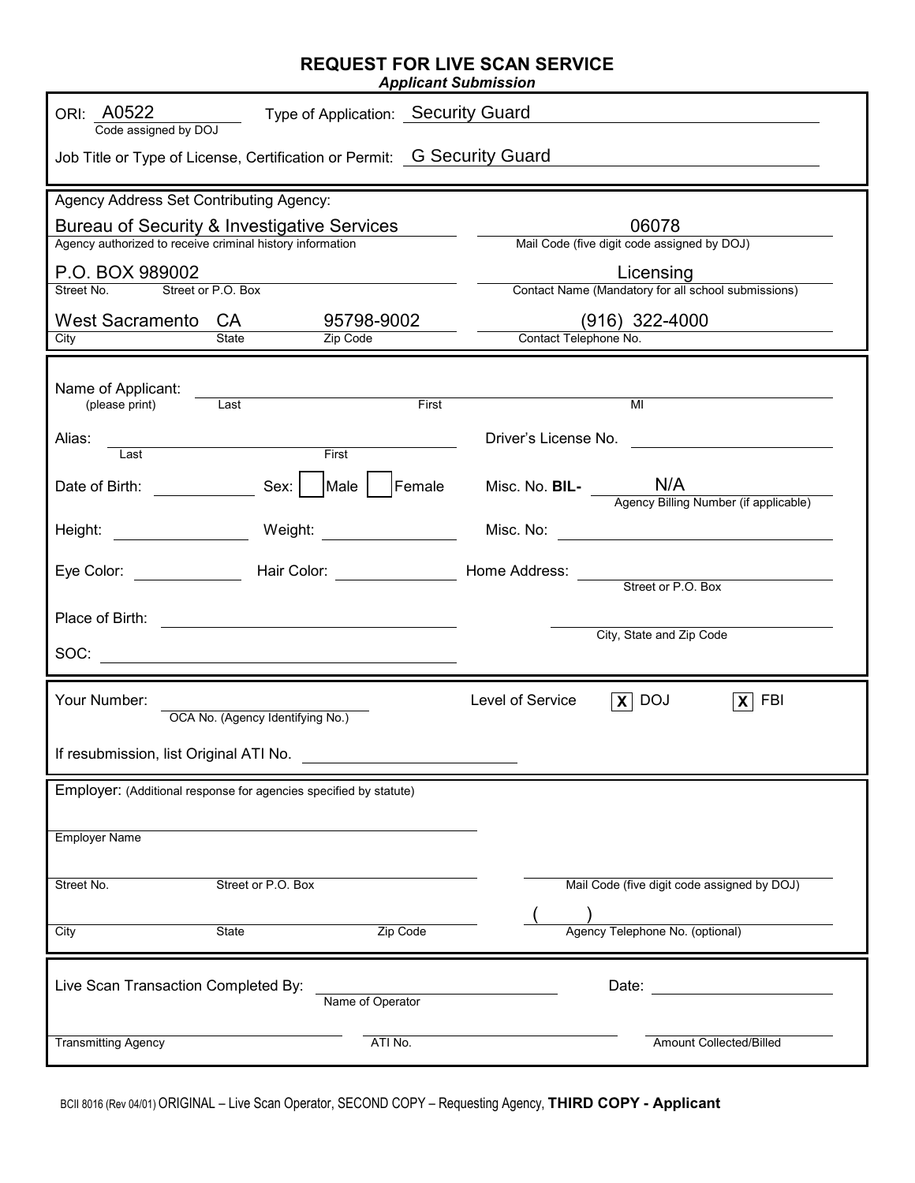# REQUEST FOR LIVE SCAN SERVICE

***Applicant Submission***

ORI: A0522
Code assigned by DOJ

Type of Application: Security Guard

Job Title or Type of License, Certification or Permit: G Security Guard

---

Agency Address Set Contributing Agency:

Bureau of Security & Investigative Services
Agency authorized to receive criminal history information

06078
Mail Code (five digit code assigned by DOJ)

P.O. BOX 989002
Street No. Street or P.O. Box

Licensing
Contact Name (Mandatory for all school submissions)

West Sacramento CA 95798-9002
City State Zip Code

(916) 322-4000
Contact Telephone No.

---

Name of Applicant: (please print) ______ Last ______ First ______ MI

Alias: ______ Last ______ First

Driver's License No. ______

Date of Birth: ______ Sex: ☐ Male ☐ Female

Misc. No. **BIL-** N/A
Agency Billing Number (if applicable)

Height: ______ Weight: ______

Misc. No: ______

Eye Color: ______ Hair Color: ______

Home Address: ______
Street or P.O. Box

Place of Birth: ______

______
City, State and Zip Code

SOC: ______

---

Your Number: ______
OCA No. (Agency Identifying No.)

Level of Service ☒ DOJ ☒ FBI

If resubmission, list Original ATI No. ______

---

Employer: (Additional response for agencies specified by statute)

______
Employer Name

______
Street No. Street or P.O. Box

______
Mail Code (five digit code assigned by DOJ)

______
City State Zip Code

( )
Agency Telephone No. (optional)

---

Live Scan Transaction Completed By: ______
Name of Operator

Date: ______

______
Transmitting Agency

______
ATI No.

______
Amount Collected/Billed

BCII 8016 (Rev 04/01) ORIGINAL – Live Scan Operator, SECOND COPY – Requesting Agency, **THIRD COPY - Applicant**